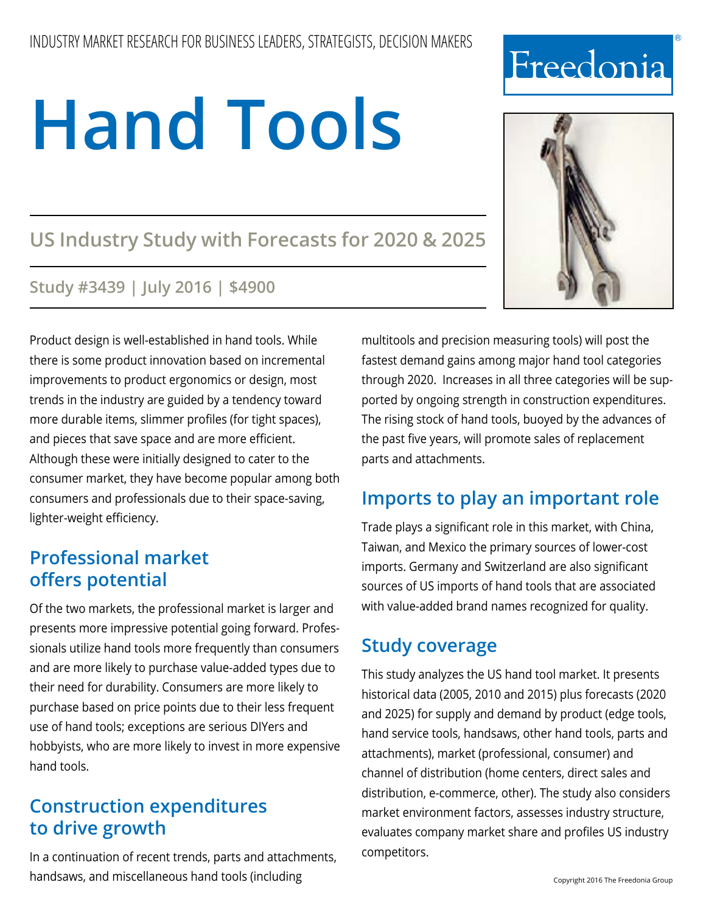INDUSTRY MARKET RESEARCH FOR BUSINESS LEADERS, STRATEGISTS, DECISION MAKERS

Freedonia®

# Hand Tools

## US Industry Study with Forecasts for 2020 & 2025

**Study #3439 | July 2016 | $4900**

Product design is well-established in hand tools. While there is some product innovation based on incremental improvements to product ergonomics or design, most trends in the industry are guided by a tendency toward more durable items, slimmer profiles (for tight spaces), and pieces that save space and are more efficient. Although these were initially designed to cater to the consumer market, they have become popular among both consumers and professionals due to their space-saving, lighter-weight efficiency.

## Professional market offers potential

Of the two markets, the professional market is larger and presents more impressive potential going forward. Professionals utilize hand tools more frequently than consumers and are more likely to purchase value-added types due to their need for durability. Consumers are more likely to purchase based on price points due to their less frequent use of hand tools; exceptions are serious DIYers and hobbyists, who are more likely to invest in more expensive hand tools.

## Construction expenditures to drive growth

In a continuation of recent trends, parts and attachments, handsaws, and miscellaneous hand tools (including multitools and precision measuring tools) will post the fastest demand gains among major hand tool categories through 2020. Increases in all three categories will be supported by ongoing strength in construction expenditures. The rising stock of hand tools, buoyed by the advances of the past five years, will promote sales of replacement parts and attachments.

## Imports to play an important role

Trade plays a significant role in this market, with China, Taiwan, and Mexico the primary sources of lower-cost imports. Germany and Switzerland are also significant sources of US imports of hand tools that are associated with value-added brand names recognized for quality.

## Study coverage

This study analyzes the US hand tool market. It presents historical data (2005, 2010 and 2015) plus forecasts (2020 and 2025) for supply and demand by product (edge tools, hand service tools, handsaws, other hand tools, parts and attachments), market (professional, consumer) and channel of distribution (home centers, direct sales and distribution, e-commerce, other). The study also considers market environment factors, assesses industry structure, evaluates company market share and profiles US industry competitors.

Copyright 2016 The Freedonia Group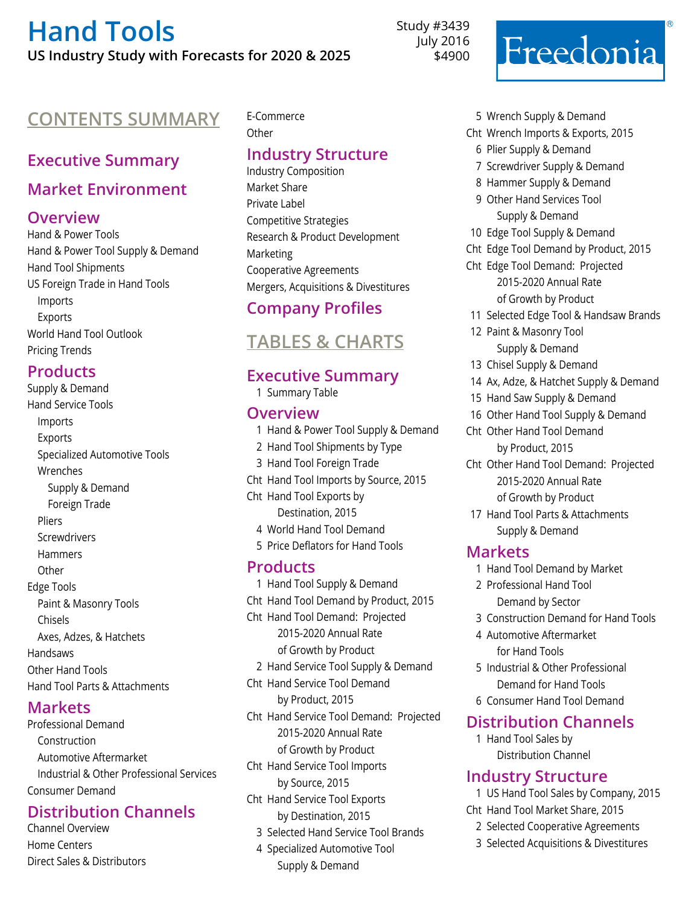# Hand Tools

**US Industry Study with Forecasts for 2020 & 2025**

Study #3439
July 2016
$4900

Freedonia®

## CONTENTS SUMMARY

### Executive Summary

### Market Environment

### Overview

Hand & Power Tools
Hand & Power Tool Supply & Demand
Hand Tool Shipments
US Foreign Trade in Hand Tools
- Imports
- Exports

World Hand Tool Outlook
Pricing Trends

### Products

Supply & Demand
Hand Service Tools
- Imports
- Exports
- Specialized Automotive Tools
- Wrenches
  - Supply & Demand
  - Foreign Trade
- Pliers
- Screwdrivers
- Hammers
- Other

Edge Tools
- Paint & Masonry Tools
- Chisels
- Axes, Adzes, & Hatchets

Handsaws
Other Hand Tools
Hand Tool Parts & Attachments

### Markets

Professional Demand
- Construction
- Automotive Aftermarket
- Industrial & Other Professional Services

Consumer Demand

### Distribution Channels

Channel Overview
Home Centers
Direct Sales & Distributors
E-Commerce
Other

### Industry Structure

Industry Composition
Market Share
Private Label
Competitive Strategies
Research & Product Development
Marketing
Cooperative Agreements
Mergers, Acquisitions & Divestitures

### Company Profiles

## TABLES & CHARTS

### Executive Summary

1 Summary Table

### Overview

1 Hand & Power Tool Supply & Demand
2 Hand Tool Shipments by Type
3 Hand Tool Foreign Trade
Cht Hand Tool Imports by Source, 2015
Cht Hand Tool Exports by Destination, 2015
4 World Hand Tool Demand
5 Price Deflators for Hand Tools

### Products

1 Hand Tool Supply & Demand
Cht Hand Tool Demand by Product, 2015
Cht Hand Tool Demand: Projected 2015-2020 Annual Rate of Growth by Product
2 Hand Service Tool Supply & Demand
Cht Hand Service Tool Demand by Product, 2015
Cht Hand Service Tool Demand: Projected 2015-2020 Annual Rate of Growth by Product
Cht Hand Service Tool Imports by Source, 2015
Cht Hand Service Tool Exports by Destination, 2015
3 Selected Hand Service Tool Brands
4 Specialized Automotive Tool Supply & Demand
5 Wrench Supply & Demand
Cht Wrench Imports & Exports, 2015
6 Plier Supply & Demand
7 Screwdriver Supply & Demand
8 Hammer Supply & Demand
9 Other Hand Services Tool Supply & Demand
10 Edge Tool Supply & Demand
Cht Edge Tool Demand by Product, 2015
Cht Edge Tool Demand: Projected 2015-2020 Annual Rate of Growth by Product
11 Selected Edge Tool & Handsaw Brands
12 Paint & Masonry Tool Supply & Demand
13 Chisel Supply & Demand
14 Ax, Adze, & Hatchet Supply & Demand
15 Hand Saw Supply & Demand
16 Other Hand Tool Supply & Demand
Cht Other Hand Tool Demand by Product, 2015
Cht Other Hand Tool Demand: Projected 2015-2020 Annual Rate of Growth by Product
17 Hand Tool Parts & Attachments Supply & Demand

### Markets

1 Hand Tool Demand by Market
2 Professional Hand Tool Demand by Sector
3 Construction Demand for Hand Tools
4 Automotive Aftermarket for Hand Tools
5 Industrial & Other Professional Demand for Hand Tools
6 Consumer Hand Tool Demand

### Distribution Channels

1 Hand Tool Sales by Distribution Channel

### Industry Structure

1 US Hand Tool Sales by Company, 2015
Cht Hand Tool Market Share, 2015
2 Selected Cooperative Agreements
3 Selected Acquisitions & Divestitures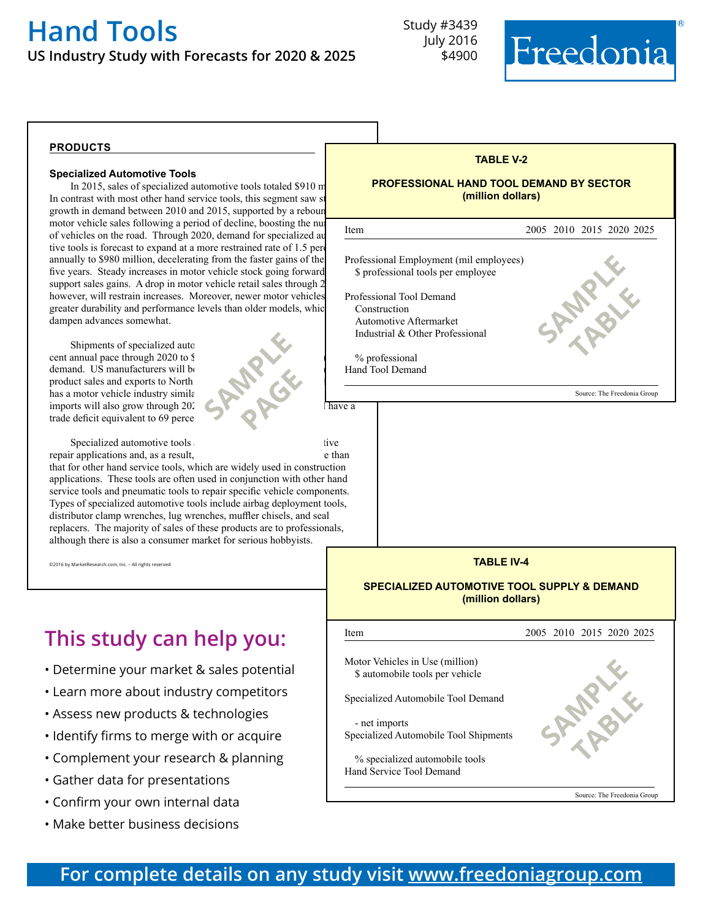# Hand Tools

## US Industry Study with Forecasts for 2020 & 2025

Study #3439
July 2016
$4900

Freedonia®

**PRODUCTS**

**Specialized Automotive Tools**

In 2015, sales of specialized automotive tools totaled $910 m In contrast with most other hand service tools, this segment saw st growth in demand between 2010 and 2015, supported by a reboun motor vehicle sales following a period of decline, boosting the nu of vehicles on the road. Through 2020, demand for specialized au tive tools is forecast to expand at a more restrained rate of 1.5 per annually to $980 million, decelerating from the faster gains of the five years. Steady increases in motor vehicle stock going forward support sales gains. A drop in motor vehicle retail sales through 2 however, will restrain increases. Moreover, newer motor vehicles greater durability and performance levels than older models, whic dampen advances somewhat.

Shipments of specialized auto cent annual pace through 2020 to $ demand. US manufacturers will b product sales and exports to North has a motor vehicle industry simila imports will also grow through 202 have a trade deficit equivalent to 69 perce

Specialized automotive tools tive repair applications and, as a result, e than that for other hand service tools, which are widely used in construction applications. These tools are often used in conjunction with other hand service tools and pneumatic tools to repair specific vehicle components. Types of specialized automotive tools include airbag deployment tools, distributor clamp wrenches, lug wrenches, muffler chisels, and seal replacers. The majority of sales of these products are to professionals, although there is also a consumer market for serious hobbyists.

SAMPLE PAGE

©2016 by MarketResearch.com, Inc. – All rights reserved

**TABLE V-2**

**PROFESSIONAL HAND TOOL DEMAND BY SECTOR (million dollars)**

| Item | 2005 | 2010 | 2015 | 2020 | 2025 |
|---|---|---|---|---|---|
| Professional Employment (mil employees) | | | | | |
| $ professional tools per employee | | | | | |
| Professional Tool Demand | | | | | |
| Construction | | | | | |
| Automotive Aftermarket | | | | | |
| Industrial & Other Professional | | | | | |
| % professional | | | | | |
| Hand Tool Demand | | | | | |

SAMPLE TABLE

Source: The Freedonia Group

**TABLE IV-4**

**SPECIALIZED AUTOMOTIVE TOOL SUPPLY & DEMAND (million dollars)**

| Item | 2005 | 2010 | 2015 | 2020 | 2025 |
|---|---|---|---|---|---|
| Motor Vehicles in Use (million) | | | | | |
| $ automobile tools per vehicle | | | | | |
| Specialized Automobile Tool Demand | | | | | |
| - net imports | | | | | |
| Specialized Automobile Tool Shipments | | | | | |
| % specialized automobile tools | | | | | |
| Hand Service Tool Demand | | | | | |

SAMPLE TABLE

Source: The Freedonia Group

## This study can help you:

- Determine your market & sales potential
- Learn more about industry competitors
- Assess new products & technologies
- Identify firms to merge with or acquire
- Complement your research & planning
- Gather data for presentations
- Confirm your own internal data
- Make better business decisions

**For complete details on any study visit www.freedoniagroup.com**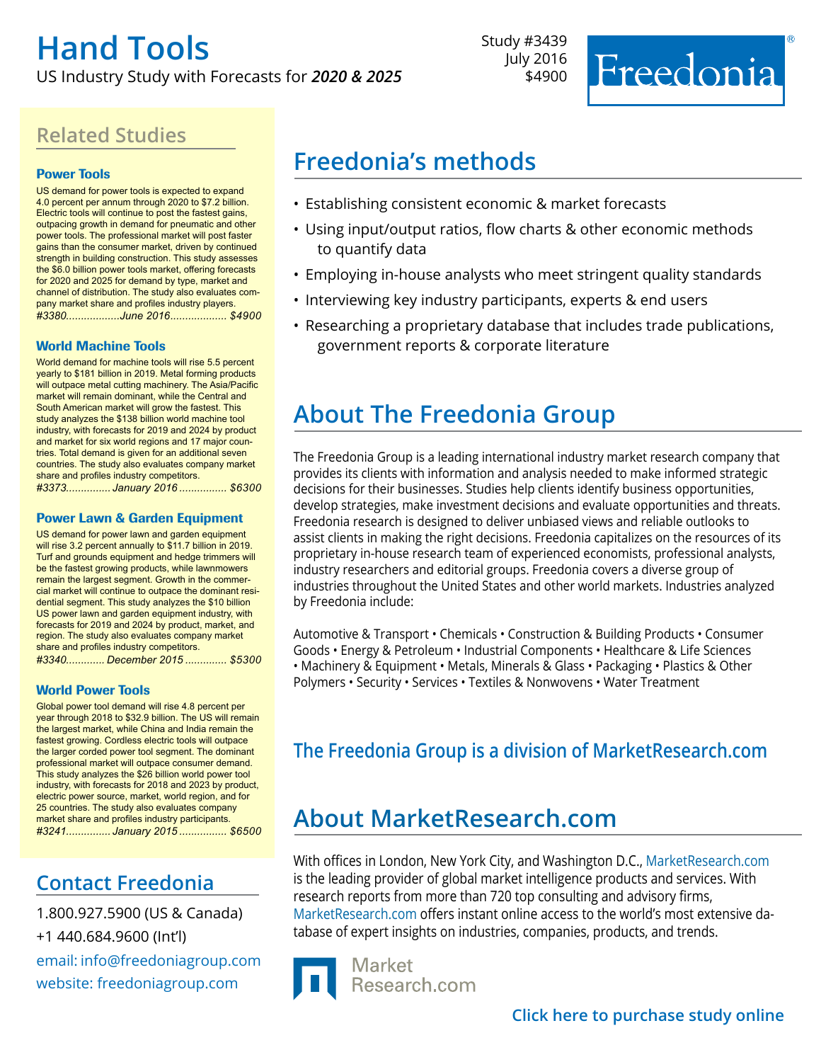# Hand Tools

US Industry Study with Forecasts for ***2020 & 2025***

Study #3439
July 2016
$4900

Freedonia®

## Related Studies

### Power Tools

US demand for power tools is expected to expand 4.0 percent per annum through 2020 to $7.2 billion. Electric tools will continue to post the fastest gains, outpacing growth in demand for pneumatic and other power tools. The professional market will post faster gains than the consumer market, driven by continued strength in building construction. This study assesses the $6.0 billion power tools market, offering forecasts for 2020 and 2025 for demand by type, market and channel of distribution. The study also evaluates company market share and profiles industry players.

*#3380..................June 2016.................. $4900*

### World Machine Tools

World demand for machine tools will rise 5.5 percent yearly to $181 billion in 2019. Metal forming products will outpace metal cutting machinery. The Asia/Pacific market will remain dominant, while the Central and South American market will grow the fastest. This study analyzes the $138 billion world machine tool industry, with forecasts for 2019 and 2024 by product and market for six world regions and 17 major countries. Total demand is given for an additional seven countries. The study also evaluates company market share and profiles industry competitors.

*#3373.............. January 2016 ................ $6300*

### Power Lawn & Garden Equipment

US demand for power lawn and garden equipment will rise 3.2 percent annually to $11.7 billion in 2019. Turf and grounds equipment and hedge trimmers will be the fastest growing products, while lawnmowers remain the largest segment. Growth in the commercial market will continue to outpace the dominant residential segment. This study analyzes the $10 billion US power lawn and garden equipment industry, with forecasts for 2019 and 2024 by product, market, and region. The study also evaluates company market share and profiles industry competitors.

*#3340............ December 2015 ............. $5300*

### World Power Tools

Global power tool demand will rise 4.8 percent per year through 2018 to $32.9 billion. The US will remain the largest market, while China and India remain the fastest growing. Cordless electric tools will outpace the larger corded power tool segment. The dominant professional market will outpace consumer demand. This study analyzes the $26 billion world power tool industry, with forecasts for 2018 and 2023 by product, electric power source, market, world region, and for 25 countries. The study also evaluates company market share and profiles industry participants.

*#3241.............. January 2015 ................ $6500*

## Contact Freedonia

1.800.927.5900 (US & Canada)
+1 440.684.9600 (Int'l)
email: info@freedoniagroup.com
website: freedoniagroup.com

## Freedonia's methods

- Establishing consistent economic & market forecasts
- Using input/output ratios, flow charts & other economic methods to quantify data
- Employing in-house analysts who meet stringent quality standards
- Interviewing key industry participants, experts & end users
- Researching a proprietary database that includes trade publications, government reports & corporate literature

## About The Freedonia Group

The Freedonia Group is a leading international industry market research company that provides its clients with information and analysis needed to make informed strategic decisions for their businesses. Studies help clients identify business opportunities, develop strategies, make investment decisions and evaluate opportunities and threats. Freedonia research is designed to deliver unbiased views and reliable outlooks to assist clients in making the right decisions. Freedonia capitalizes on the resources of its proprietary in-house research team of experienced economists, professional analysts, industry researchers and editorial groups. Freedonia covers a diverse group of industries throughout the United States and other world markets. Industries analyzed by Freedonia include:

Automotive & Transport • Chemicals • Construction & Building Products • Consumer Goods • Energy & Petroleum • Industrial Components • Healthcare & Life Sciences • Machinery & Equipment • Metals, Minerals & Glass • Packaging • Plastics & Other Polymers • Security • Services • Textiles & Nonwovens • Water Treatment

### The Freedonia Group is a division of MarketResearch.com

## About MarketResearch.com

With offices in London, New York City, and Washington D.C., MarketResearch.com is the leading provider of global market intelligence products and services. With research reports from more than 720 top consulting and advisory firms, MarketResearch.com offers instant online access to the world's most extensive database of expert insights on industries, companies, products, and trends.

Market Research.com

**Click here to purchase study online**